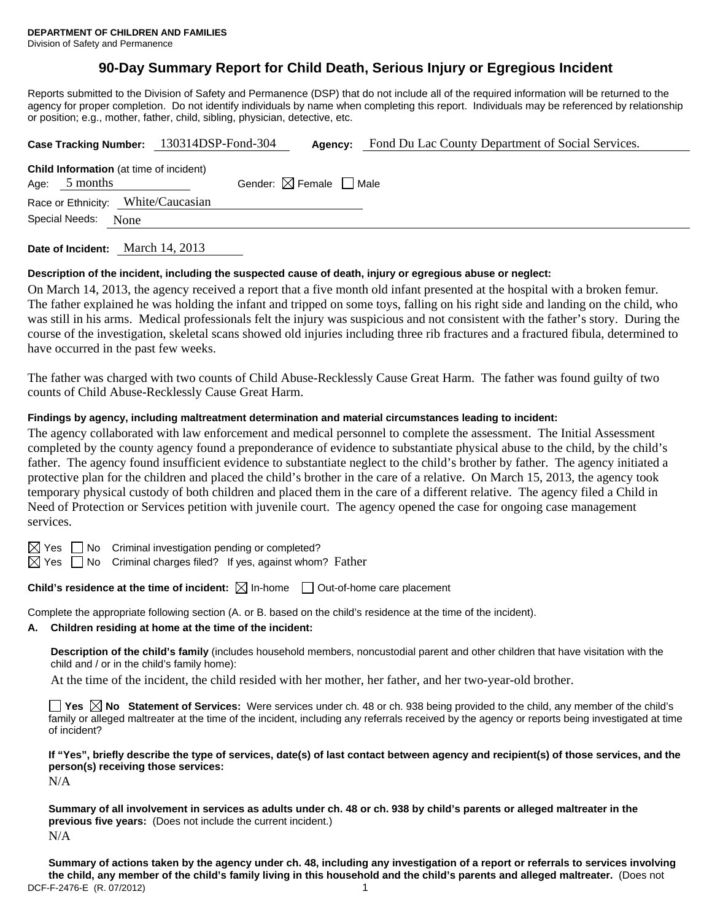**DEPARTMENT OF CHILDREN AND FAMILIES**
Division of Safety and Permanence

# 90-Day Summary Report for Child Death, Serious Injury or Egregious Incident

Reports submitted to the Division of Safety and Permanence (DSP) that do not include all of the required information will be returned to the agency for proper completion. Do not identify individuals by name when completing this report. Individuals may be referenced by relationship or position; e.g., mother, father, child, sibling, physician, detective, etc.

**Case Tracking Number:** 130314DSP-Fond-304 **Agency:** Fond Du Lac County Department of Social Services.

**Child Information** (at time of incident)
Age: 5 months Gender: ☒ Female ☐ Male
Race or Ethnicity: White/Caucasian
Special Needs: None

**Date of Incident:** March 14, 2013

**Description of the incident, including the suspected cause of death, injury or egregious abuse or neglect:**

On March 14, 2013, the agency received a report that a five month old infant presented at the hospital with a broken femur. The father explained he was holding the infant and tripped on some toys, falling on his right side and landing on the child, who was still in his arms. Medical professionals felt the injury was suspicious and not consistent with the father's story. During the course of the investigation, skeletal scans showed old injuries including three rib fractures and a fractured fibula, determined to have occurred in the past few weeks.

The father was charged with two counts of Child Abuse-Recklessly Cause Great Harm. The father was found guilty of two counts of Child Abuse-Recklessly Cause Great Harm.

**Findings by agency, including maltreatment determination and material circumstances leading to incident:**

The agency collaborated with law enforcement and medical personnel to complete the assessment. The Initial Assessment completed by the county agency found a preponderance of evidence to substantiate physical abuse to the child, by the child's father. The agency found insufficient evidence to substantiate neglect to the child's brother by father. The agency initiated a protective plan for the children and placed the child's brother in the care of a relative. On March 15, 2013, the agency took temporary physical custody of both children and placed them in the care of a different relative. The agency filed a Child in Need of Protection or Services petition with juvenile court. The agency opened the case for ongoing case management services.

☒ Yes ☐ No Criminal investigation pending or completed?
☒ Yes ☐ No Criminal charges filed? If yes, against whom? Father

**Child's residence at the time of incident:** ☒ In-home ☐ Out-of-home care placement

Complete the appropriate following section (A. or B. based on the child's residence at the time of the incident).

**A. Children residing at home at the time of the incident:**

**Description of the child's family** (includes household members, noncustodial parent and other children that have visitation with the child and / or in the child's family home):

At the time of the incident, the child resided with her mother, her father, and her two-year-old brother.

☐ **Yes** ☒ **No Statement of Services:** Were services under ch. 48 or ch. 938 being provided to the child, any member of the child's family or alleged maltreater at the time of the incident, including any referrals received by the agency or reports being investigated at time of incident?

**If "Yes", briefly describe the type of services, date(s) of last contact between agency and recipient(s) of those services, and the person(s) receiving those services:**

N/A

**Summary of all involvement in services as adults under ch. 48 or ch. 938 by child's parents or alleged maltreater in the previous five years:** (Does not include the current incident.)

N/A

**Summary of actions taken by the agency under ch. 48, including any investigation of a report or referrals to services involving the child, any member of the child's family living in this household and the child's parents and alleged maltreater.** (Does not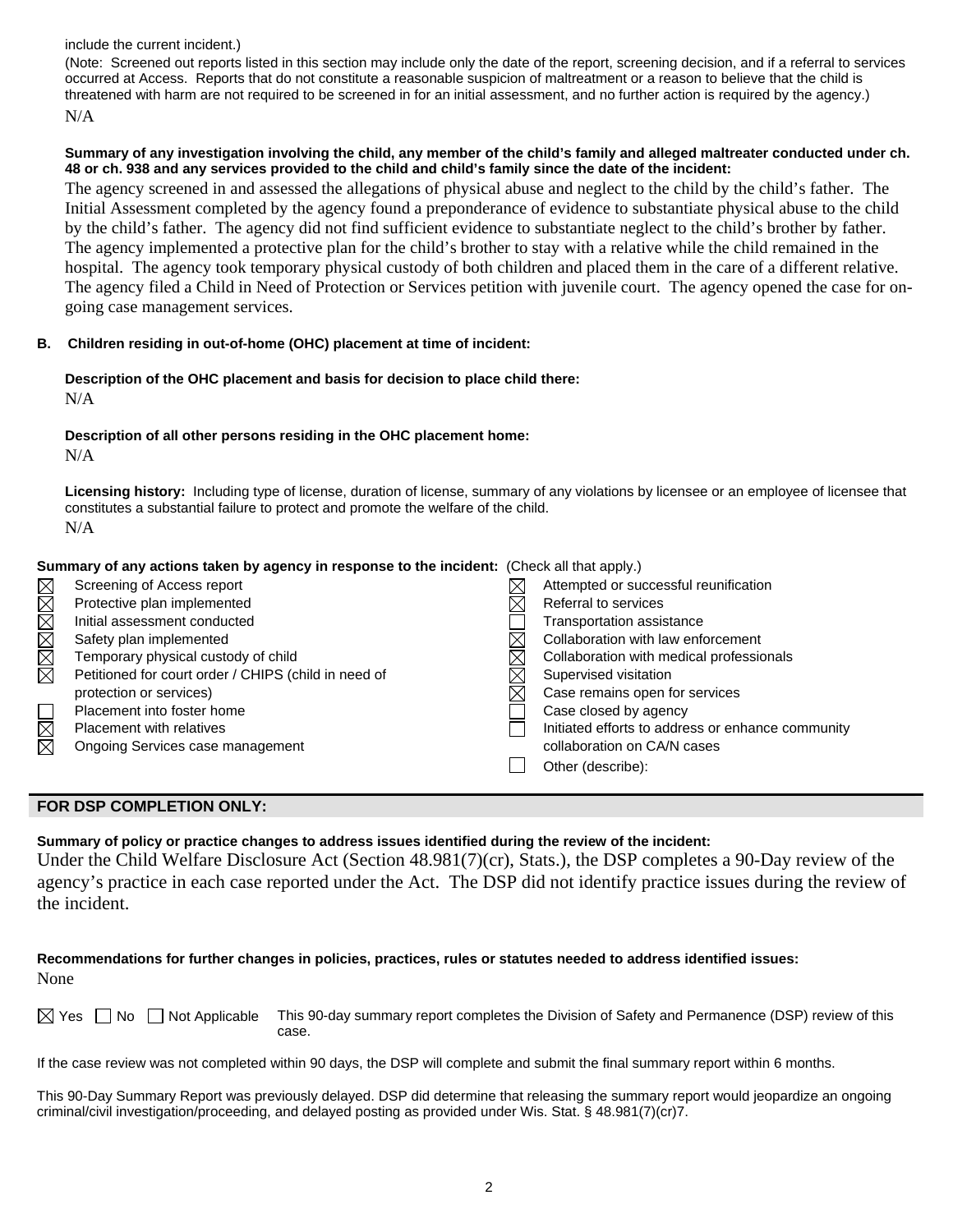include the current incident.)

(Note: Screened out reports listed in this section may include only the date of the report, screening decision, and if a referral to services occurred at Access. Reports that do not constitute a reasonable suspicion of maltreatment or a reason to believe that the child is threatened with harm are not required to be screened in for an initial assessment, and no further action is required by the agency.)

N/A

**Summary of any investigation involving the child, any member of the child's family and alleged maltreater conducted under ch. 48 or ch. 938 and any services provided to the child and child's family since the date of the incident:**

The agency screened in and assessed the allegations of physical abuse and neglect to the child by the child's father. The Initial Assessment completed by the agency found a preponderance of evidence to substantiate physical abuse to the child by the child's father. The agency did not find sufficient evidence to substantiate neglect to the child's brother by father. The agency implemented a protective plan for the child's brother to stay with a relative while the child remained in the hospital. The agency took temporary physical custody of both children and placed them in the care of a different relative. The agency filed a Child in Need of Protection or Services petition with juvenile court. The agency opened the case for on-going case management services.

**B. Children residing in out-of-home (OHC) placement at time of incident:**

**Description of the OHC placement and basis for decision to place child there:**

N/A

**Description of all other persons residing in the OHC placement home:**

N/A

**Licensing history:** Including type of license, duration of license, summary of any violations by licensee or an employee of licensee that constitutes a substantial failure to protect and promote the welfare of the child.

N/A

**Summary of any actions taken by agency in response to the incident:** (Check all that apply.)

- ☒ Screening of Access report
- ☒ Protective plan implemented
- ☒ Initial assessment conducted
- ☒ Safety plan implemented
- ☒ Temporary physical custody of child
- ☒ Petitioned for court order / CHIPS (child in need of protection or services)
- ☐ Placement into foster home
- ☒ Placement with relatives
- ☒ Ongoing Services case management
- ☒ Attempted or successful reunification
- ☒ Referral to services
- ☐ Transportation assistance
- ☒ Collaboration with law enforcement
- ☒ Collaboration with medical professionals
- ☒ Supervised visitation
- ☒ Case remains open for services
- ☐ Case closed by agency
- ☐ Initiated efforts to address or enhance community collaboration on CA/N cases
- ☐ Other (describe):

## FOR DSP COMPLETION ONLY:

**Summary of policy or practice changes to address issues identified during the review of the incident:**

Under the Child Welfare Disclosure Act (Section 48.981(7)(cr), Stats.), the DSP completes a 90-Day review of the agency's practice in each case reported under the Act. The DSP did not identify practice issues during the review of the incident.

**Recommendations for further changes in policies, practices, rules or statutes needed to address identified issues:**

None

☒ Yes ☐ No ☐ Not Applicable This 90-day summary report completes the Division of Safety and Permanence (DSP) review of this case.

If the case review was not completed within 90 days, the DSP will complete and submit the final summary report within 6 months.

This 90-Day Summary Report was previously delayed. DSP did determine that releasing the summary report would jeopardize an ongoing criminal/civil investigation/proceeding, and delayed posting as provided under Wis. Stat. § 48.981(7)(cr)7.